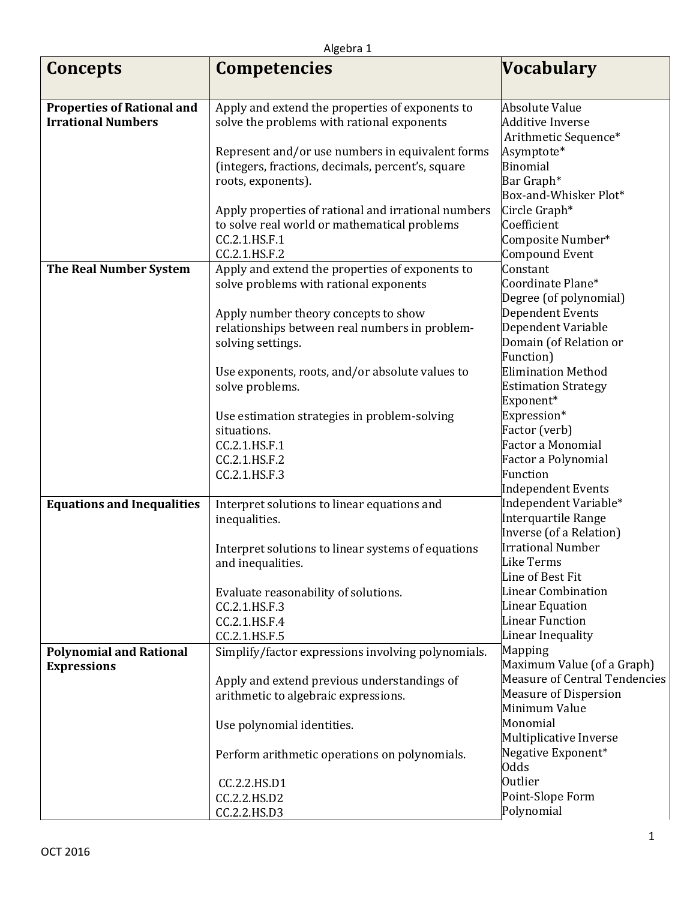Algebra 1

| Concepts | Competencies | Vocabulary |
|---|---|---|
| **Properties of Rational and Irrational Numbers** | Apply and extend the properties of exponents to solve the problems with rational exponents<br><br>Represent and/or use numbers in equivalent forms (integers, fractions, decimals, percent's, square roots, exponents).<br><br>Apply properties of rational and irrational numbers to solve real world or mathematical problems<br>CC.2.1.HS.F.1<br>CC.2.1.HS.F.2 | Absolute Value<br>Additive Inverse<br>Arithmetic Sequence*<br>Asymptote*<br>Binomial<br>Bar Graph*<br>Box-and-Whisker Plot*<br>Circle Graph*<br>Coefficient<br>Composite Number*<br>Compound Event |
| **The Real Number System** | Apply and extend the properties of exponents to solve problems with rational exponents<br><br>Apply number theory concepts to show relationships between real numbers in problem-solving settings.<br><br>Use exponents, roots, and/or absolute values to solve problems.<br><br>Use estimation strategies in problem-solving situations.<br>CC.2.1.HS.F.1<br>CC.2.1.HS.F.2<br>CC.2.1.HS.F.3 | Constant<br>Coordinate Plane*<br>Degree (of polynomial)<br>Dependent Events<br>Dependent Variable<br>Domain (of Relation or Function)<br>Elimination Method<br>Estimation Strategy<br>Exponent*<br>Expression*<br>Factor (verb)<br>Factor a Monomial<br>Factor a Polynomial<br>Function<br>Independent Events |
| **Equations and Inequalities** | Interpret solutions to linear equations and inequalities.<br><br>Interpret solutions to linear systems of equations and inequalities.<br><br>Evaluate reasonability of solutions.<br>CC.2.1.HS.F.3<br>CC.2.1.HS.F.4<br>CC.2.1.HS.F.5 | Independent Variable*<br>Interquartile Range<br>Inverse (of a Relation)<br>Irrational Number<br>Like Terms<br>Line of Best Fit<br>Linear Combination<br>Linear Equation<br>Linear Function<br>Linear Inequality |
| **Polynomial and Rational Expressions** | Simplify/factor expressions involving polynomials.<br><br>Apply and extend previous understandings of arithmetic to algebraic expressions.<br><br>Use polynomial identities.<br><br>Perform arithmetic operations on polynomials.<br><br>CC.2.2.HS.D1<br>CC.2.2.HS.D2<br>CC.2.2.HS.D3 | Mapping<br>Maximum Value (of a Graph)<br>Measure of Central Tendencies<br>Measure of Dispersion<br>Minimum Value<br>Monomial<br>Multiplicative Inverse<br>Negative Exponent*<br>Odds<br>Outlier<br>Point-Slope Form<br>Polynomial |

OCT 2016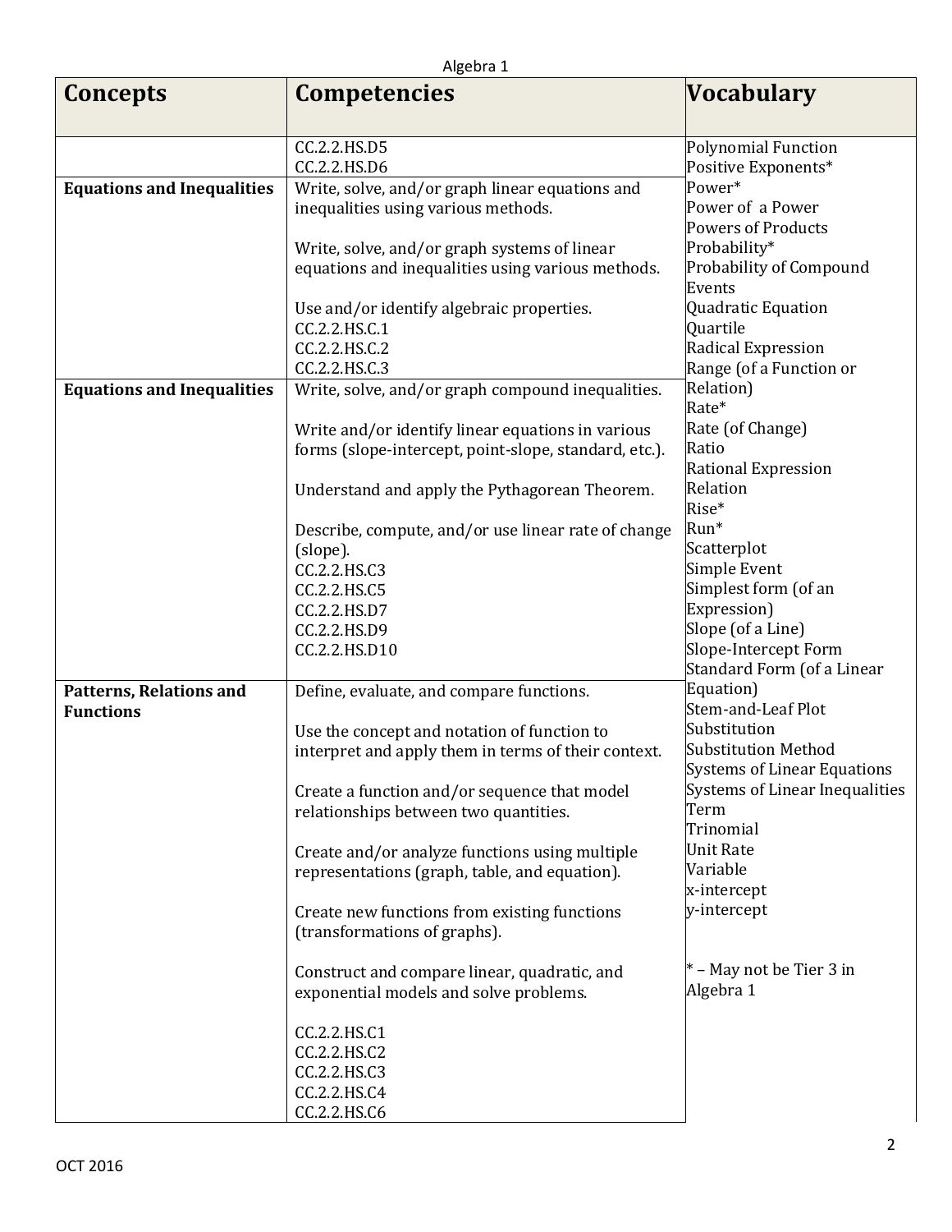| Concepts | Competencies | Vocabulary |
|---|---|---|
| | CC.2.2.HS.D5<br>CC.2.2.HS.D6 | Polynomial Function<br>Positive Exponents*<br>Power*<br>Power of a Power<br>Powers of Products<br>Probability*<br>Probability of Compound Events<br>Quadratic Equation<br>Quartile<br>Radical Expression<br>Range (of a Function or Relation)<br>Rate*<br>Rate (of Change)<br>Ratio<br>Rational Expression<br>Relation<br>Rise*<br>Run*<br>Scatterplot<br>Simple Event<br>Simplest form (of an Expression)<br>Slope (of a Line)<br>Slope-Intercept Form<br>Standard Form (of a Linear Equation)<br>Stem-and-Leaf Plot<br>Substitution<br>Substitution Method<br>Systems of Linear Equations<br>Systems of Linear Inequalities<br>Term<br>Trinomial<br>Unit Rate<br>Variable<br>x-intercept<br>y-intercept<br><br>* – May not be Tier 3 in Algebra 1 |
| **Equations and Inequalities** | Write, solve, and/or graph linear equations and inequalities using various methods.<br><br>Write, solve, and/or graph systems of linear equations and inequalities using various methods.<br><br>Use and/or identify algebraic properties.<br>CC.2.2.HS.C.1<br>CC.2.2.HS.C.2<br>CC.2.2.HS.C.3 | |
| **Equations and Inequalities** | Write, solve, and/or graph compound inequalities.<br><br>Write and/or identify linear equations in various forms (slope-intercept, point-slope, standard, etc.).<br><br>Understand and apply the Pythagorean Theorem.<br><br>Describe, compute, and/or use linear rate of change (slope).<br>CC.2.2.HS.C3<br>CC.2.2.HS.C5<br>CC.2.2.HS.D7<br>CC.2.2.HS.D9<br>CC.2.2.HS.D10 | |
| **Patterns, Relations and Functions** | Define, evaluate, and compare functions.<br><br>Use the concept and notation of function to interpret and apply them in terms of their context.<br><br>Create a function and/or sequence that model relationships between two quantities.<br><br>Create and/or analyze functions using multiple representations (graph, table, and equation).<br><br>Create new functions from existing functions (transformations of graphs).<br><br>Construct and compare linear, quadratic, and exponential models and solve problems.<br><br>CC.2.2.HS.C1<br>CC.2.2.HS.C2<br>CC.2.2.HS.C3<br>CC.2.2.HS.C4<br>CC.2.2.HS.C6 | |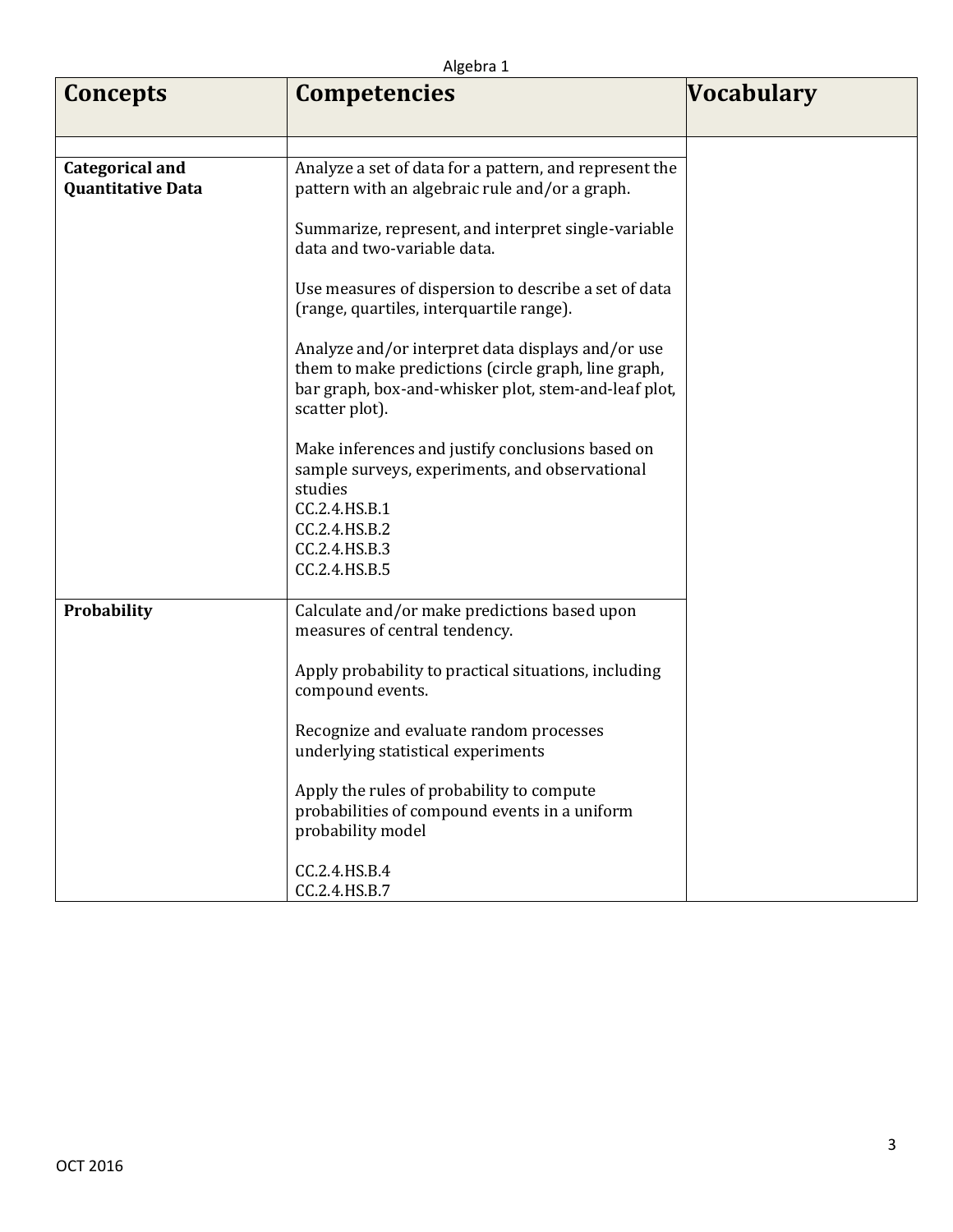| Concepts | Competencies | Vocabulary |
|---|---|---|
| | | |
| **Categorical and Quantitative Data** | Analyze a set of data for a pattern, and represent the pattern with an algebraic rule and/or a graph.<br><br>Summarize, represent, and interpret single-variable data and two-variable data.<br><br>Use measures of dispersion to describe a set of data (range, quartiles, interquartile range).<br><br>Analyze and/or interpret data displays and/or use them to make predictions (circle graph, line graph, bar graph, box-and-whisker plot, stem-and-leaf plot, scatter plot).<br><br>Make inferences and justify conclusions based on sample surveys, experiments, and observational studies<br>CC.2.4.HS.B.1<br>CC.2.4.HS.B.2<br>CC.2.4.HS.B.3<br>CC.2.4.HS.B.5 | |
| **Probability** | Calculate and/or make predictions based upon measures of central tendency.<br><br>Apply probability to practical situations, including compound events.<br><br>Recognize and evaluate random processes underlying statistical experiments<br><br>Apply the rules of probability to compute probabilities of compound events in a uniform probability model<br><br>CC.2.4.HS.B.4<br>CC.2.4.HS.B.7 | |